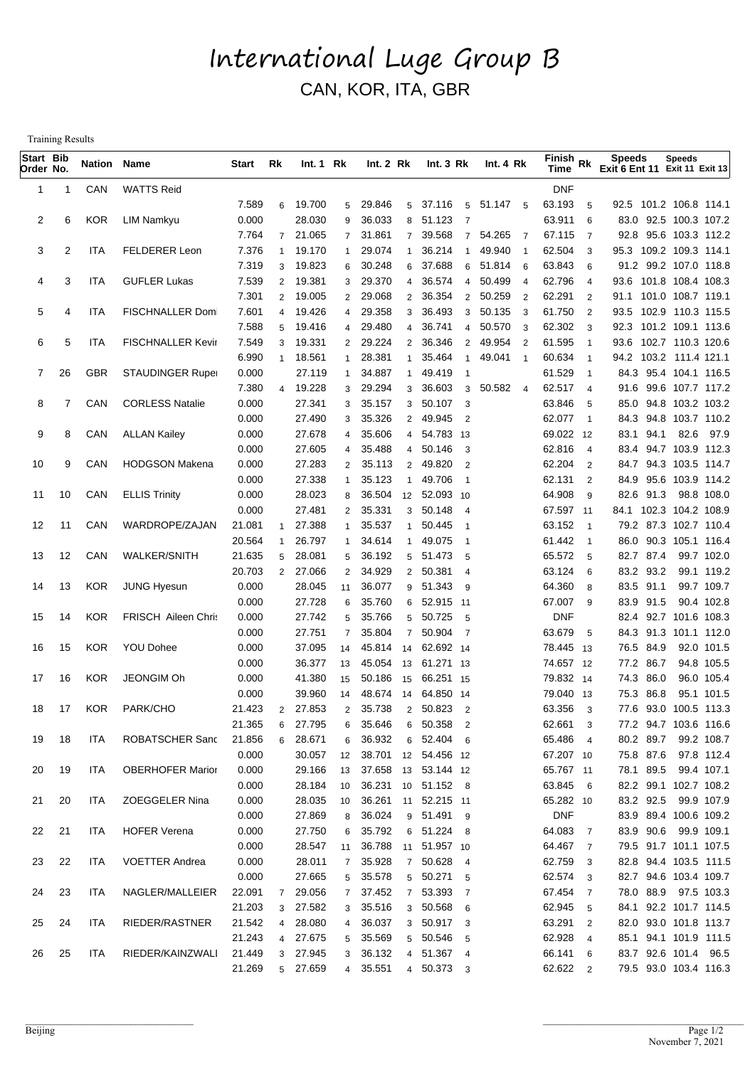# International Luge Group B

## CAN, KOR, ITA, GBR

Training Results

| Start Order | Bib No. | Nation | Name | Start | Rk | Int. 1 | Rk | Int. 2 | Rk | Int. 3 | Rk | Int. 4 | Rk | Finish Time | Rk | Speeds Exit 6 | Speeds Ent 11 | Speeds Exit 11 | Speeds Exit 13 |
|---|---|---|---|---|---|---|---|---|---|---|---|---|---|---|---|---|---|---|---|
| 1 | 1 | CAN | WATTS Reid | | | | | | | | | | | DNF | | | | | |
| | | | | 7.589 | 6 | 19.700 | 5 | 29.846 | 5 | 37.116 | 5 | 51.147 | 5 | 63.193 | 5 | 92.5 | 101.2 | 106.8 | 114.1 |
| 2 | 6 | KOR | LIM Namkyu | 0.000 | | 28.030 | 9 | 36.033 | 8 | 51.123 | 7 | | | 63.911 | 6 | 83.0 | 92.5 | 100.3 | 107.2 |
| | | | | 7.764 | 7 | 21.065 | 7 | 31.861 | 7 | 39.568 | 7 | 54.265 | 7 | 67.115 | 7 | 92.8 | 95.6 | 103.3 | 112.2 |
| 3 | 2 | ITA | FELDERER Leon | 7.376 | 1 | 19.170 | 1 | 29.074 | 1 | 36.214 | 1 | 49.940 | 1 | 62.504 | 3 | 95.3 | 109.2 | 109.3 | 114.1 |
| | | | | 7.319 | 3 | 19.823 | 6 | 30.248 | 6 | 37.688 | 6 | 51.814 | 6 | 63.843 | 6 | 91.2 | 99.2 | 107.0 | 118.8 |
| 4 | 3 | ITA | GUFLER Lukas | 7.539 | 2 | 19.381 | 3 | 29.370 | 4 | 36.574 | 4 | 50.499 | 4 | 62.796 | 4 | 93.6 | 101.8 | 108.4 | 108.3 |
| | | | | 7.301 | 2 | 19.005 | 2 | 29.068 | 2 | 36.354 | 2 | 50.259 | 2 | 62.291 | 2 | 91.1 | 101.0 | 108.7 | 119.1 |
| 5 | 4 | ITA | FISCHNALLER Domi | 7.601 | 4 | 19.426 | 4 | 29.358 | 3 | 36.493 | 3 | 50.135 | 3 | 61.750 | 2 | 93.5 | 102.9 | 110.3 | 115.5 |
| | | | | 7.588 | 5 | 19.416 | 4 | 29.480 | 4 | 36.741 | 4 | 50.570 | 3 | 62.302 | 3 | 92.3 | 101.2 | 109.1 | 113.6 |
| 6 | 5 | ITA | FISCHNALLER Kevir | 7.549 | 3 | 19.331 | 2 | 29.224 | 2 | 36.346 | 2 | 49.954 | 2 | 61.595 | 1 | 93.6 | 102.7 | 110.3 | 120.6 |
| | | | | 6.990 | 1 | 18.561 | 1 | 28.381 | 1 | 35.464 | 1 | 49.041 | 1 | 60.634 | 1 | 94.2 | 103.2 | 111.4 | 121.1 |
| 7 | 26 | GBR | STAUDINGER Rupei | 0.000 | | 27.119 | 1 | 34.887 | 1 | 49.419 | 1 | | | 61.529 | 1 | 84.3 | 95.4 | 104.1 | 116.5 |
| | | | | 7.380 | 4 | 19.228 | 3 | 29.294 | 3 | 36.603 | 3 | 50.582 | 4 | 62.517 | 4 | 91.6 | 99.6 | 107.7 | 117.2 |
| 8 | 7 | CAN | CORLESS Natalie | 0.000 | | 27.341 | 3 | 35.157 | 3 | 50.107 | 3 | | | 63.846 | 5 | 85.0 | 94.8 | 103.2 | 103.2 |
| | | | | 0.000 | | 27.490 | 3 | 35.326 | 2 | 49.945 | 2 | | | 62.077 | 1 | 84.3 | 94.8 | 103.7 | 110.2 |
| 9 | 8 | CAN | ALLAN Kailey | 0.000 | | 27.678 | 4 | 35.606 | 4 | 54.783 | 13 | | | 69.022 | 12 | 83.1 | 94.1 | 82.6 | 97.9 |
| | | | | 0.000 | | 27.605 | 4 | 35.488 | 4 | 50.146 | 3 | | | 62.816 | 4 | 83.4 | 94.7 | 103.9 | 112.3 |
| 10 | 9 | CAN | HODGSON Makena | 0.000 | | 27.283 | 2 | 35.113 | 2 | 49.820 | 2 | | | 62.204 | 2 | 84.7 | 94.3 | 103.5 | 114.7 |
| | | | | 0.000 | | 27.338 | 1 | 35.123 | 1 | 49.706 | 1 | | | 62.131 | 2 | 84.9 | 95.6 | 103.9 | 114.2 |
| 11 | 10 | CAN | ELLIS Trinity | 0.000 | | 28.023 | 8 | 36.504 | 12 | 52.093 | 10 | | | 64.908 | 9 | 82.6 | 91.3 | 98.8 | 108.0 |
| | | | | 0.000 | | 27.481 | 2 | 35.331 | 3 | 50.148 | 4 | | | 67.597 | 11 | 84.1 | 102.3 | 104.2 | 108.9 |
| 12 | 11 | CAN | WARDROPE/ZAJAN | 21.081 | 1 | 27.388 | 1 | 35.537 | 1 | 50.445 | 1 | | | 63.152 | 1 | 79.2 | 87.3 | 102.7 | 110.4 |
| | | | | 20.564 | 1 | 26.797 | 1 | 34.614 | 1 | 49.075 | 1 | | | 61.442 | 1 | 86.0 | 90.3 | 105.1 | 116.4 |
| 13 | 12 | CAN | WALKER/SNITH | 21.635 | 5 | 28.081 | 5 | 36.192 | 5 | 51.473 | 5 | | | 65.572 | 5 | 82.7 | 87.4 | 99.7 | 102.0 |
| | | | | 20.703 | 2 | 27.066 | 2 | 34.929 | 2 | 50.381 | 4 | | | 63.124 | 6 | 83.2 | 93.2 | 99.1 | 119.2 |
| 14 | 13 | KOR | JUNG Hyesun | 0.000 | | 28.045 | 11 | 36.077 | 9 | 51.343 | 9 | | | 64.360 | 8 | 83.5 | 91.1 | 99.7 | 109.7 |
| | | | | 0.000 | | 27.728 | 6 | 35.760 | 6 | 52.915 | 11 | | | 67.007 | 9 | 83.9 | 91.5 | 90.4 | 102.8 |
| 15 | 14 | KOR | FRISCH Aileen Chris | 0.000 | | 27.742 | 5 | 35.766 | 5 | 50.725 | 5 | | | DNF | | 82.4 | 92.7 | 101.6 | 108.3 |
| | | | | 0.000 | | 27.751 | 7 | 35.804 | 7 | 50.904 | 7 | | | 63.679 | 5 | 84.3 | 91.3 | 101.1 | 112.0 |
| 16 | 15 | KOR | YOU Dohee | 0.000 | | 37.095 | 14 | 45.814 | 14 | 62.692 | 14 | | | 78.445 | 13 | 76.5 | 84.9 | 92.0 | 101.5 |
| | | | | 0.000 | | 36.377 | 13 | 45.054 | 13 | 61.271 | 13 | | | 74.657 | 12 | 77.2 | 86.7 | 94.8 | 105.5 |
| 17 | 16 | KOR | JEONGIM Oh | 0.000 | | 41.380 | 15 | 50.186 | 15 | 66.251 | 15 | | | 79.832 | 14 | 74.3 | 86.0 | 96.0 | 105.4 |
| | | | | 0.000 | | 39.960 | 14 | 48.674 | 14 | 64.850 | 14 | | | 79.040 | 13 | 75.3 | 86.8 | 95.1 | 101.5 |
| 18 | 17 | KOR | PARK/CHO | 21.423 | 2 | 27.853 | 2 | 35.738 | 2 | 50.823 | 2 | | | 63.356 | 3 | 77.6 | 93.0 | 100.5 | 113.3 |
| | | | | 21.365 | 6 | 27.795 | 6 | 35.646 | 6 | 50.358 | 2 | | | 62.661 | 3 | 77.2 | 94.7 | 103.6 | 116.6 |
| 19 | 18 | ITA | ROBATSCHER Sanc | 21.856 | 6 | 28.671 | 6 | 36.932 | 6 | 52.404 | 6 | | | 65.486 | 4 | 80.2 | 89.7 | 99.2 | 108.7 |
| | | | | 0.000 | | 30.057 | 12 | 38.701 | 12 | 54.456 | 12 | | | 67.207 | 10 | 75.8 | 87.6 | 97.8 | 112.4 |
| 20 | 19 | ITA | OBERHOFER Marior | 0.000 | | 29.166 | 13 | 37.658 | 13 | 53.144 | 12 | | | 65.767 | 11 | 78.1 | 89.5 | 99.4 | 107.1 |
| | | | | 0.000 | | 28.184 | 10 | 36.231 | 10 | 51.152 | 8 | | | 63.845 | 6 | 82.2 | 99.1 | 102.7 | 108.2 |
| 21 | 20 | ITA | ZOEGGELER Nina | 0.000 | | 28.035 | 10 | 36.261 | 11 | 52.215 | 11 | | | 65.282 | 10 | 83.2 | 92.5 | 99.9 | 107.9 |
| | | | | 0.000 | | 27.869 | 8 | 36.024 | 9 | 51.491 | 9 | | | DNF | | 83.9 | 89.4 | 100.6 | 109.2 |
| 22 | 21 | ITA | HOFER Verena | 0.000 | | 27.750 | 6 | 35.792 | 6 | 51.224 | 8 | | | 64.083 | 7 | 83.9 | 90.6 | 99.9 | 109.1 |
| | | | | 0.000 | | 28.547 | 11 | 36.788 | 11 | 51.957 | 10 | | | 64.467 | 7 | 79.5 | 91.7 | 101.1 | 107.5 |
| 23 | 22 | ITA | VOETTER Andrea | 0.000 | | 28.011 | 7 | 35.928 | 7 | 50.628 | 4 | | | 62.759 | 3 | 82.8 | 94.4 | 103.5 | 111.5 |
| | | | | 0.000 | | 27.665 | 5 | 35.578 | 5 | 50.271 | 5 | | | 62.574 | 3 | 82.7 | 94.6 | 103.4 | 109.7 |
| 24 | 23 | ITA | NAGLER/MALLEIER | 22.091 | 7 | 29.056 | 7 | 37.452 | 7 | 53.393 | 7 | | | 67.454 | 7 | 78.0 | 88.9 | 97.5 | 103.3 |
| | | | | 21.203 | 3 | 27.582 | 3 | 35.516 | 3 | 50.568 | 6 | | | 62.945 | 5 | 84.1 | 92.2 | 101.7 | 114.5 |
| 25 | 24 | ITA | RIEDER/RASTNER | 21.542 | 4 | 28.080 | 4 | 36.037 | 3 | 50.917 | 3 | | | 63.291 | 2 | 82.0 | 93.0 | 101.8 | 113.7 |
| | | | | 21.243 | 4 | 27.675 | 5 | 35.569 | 5 | 50.546 | 5 | | | 62.928 | 4 | 85.1 | 94.1 | 101.9 | 111.5 |
| 26 | 25 | ITA | RIEDER/KAINZWALI | 21.449 | 3 | 27.945 | 3 | 36.132 | 4 | 51.367 | 4 | | | 66.141 | 6 | 83.7 | 92.6 | 101.4 | 96.5 |
| | | | | 21.269 | 5 | 27.659 | 4 | 35.551 | 4 | 50.373 | 3 | | | 62.622 | 2 | 79.5 | 93.0 | 103.4 | 116.3 |

Beijing

November 7, 2021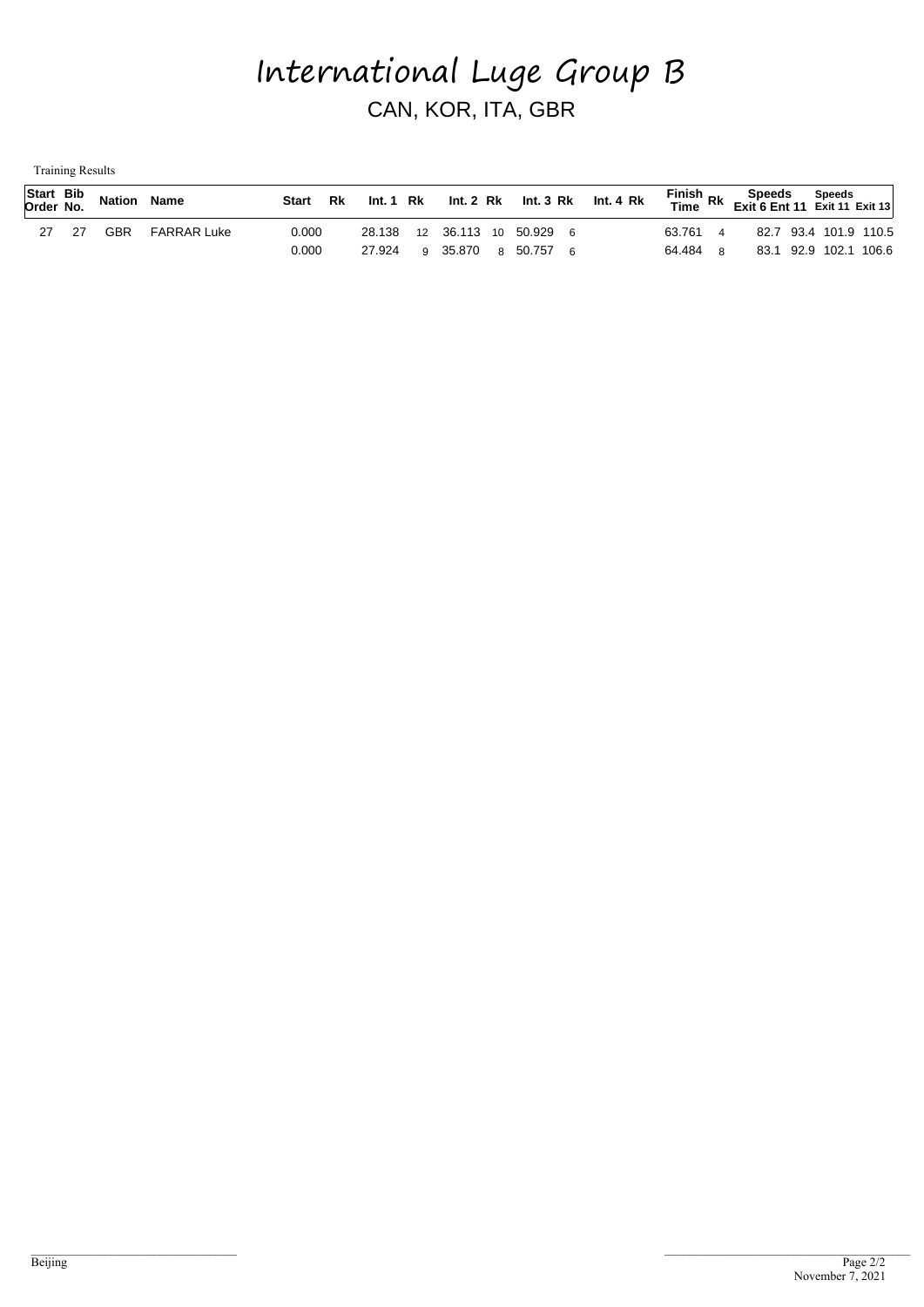# International Luge Group B

## CAN, KOR, ITA, GBR

Training Results

| Start Order | Bib No. | Nation | Name | Start | Rk | Int. 1 | Rk | Int. 2 | Rk | Int. 3 | Rk | Int. 4 | Rk | Finish Time | Rk | Speeds Exit 6 | Speeds Ent 11 | Speeds Exit 11 | Speeds Exit 13 |
|---|---|---|---|---|---|---|---|---|---|---|---|---|---|---|---|---|---|---|---|
| 27 | 27 | GBR | FARRAR Luke | 0.000 | | 28.138 | 12 | 36.113 | 10 | 50.929 | 6 | | | 63.761 | 4 | 82.7 | 93.4 | 101.9 | 110.5 |
| | | | | 0.000 | | 27.924 | 9 | 35.870 | 8 | 50.757 | 6 | | | 64.484 | 8 | 83.1 | 92.9 | 102.1 | 106.6 |

Beijing

November 7, 2021